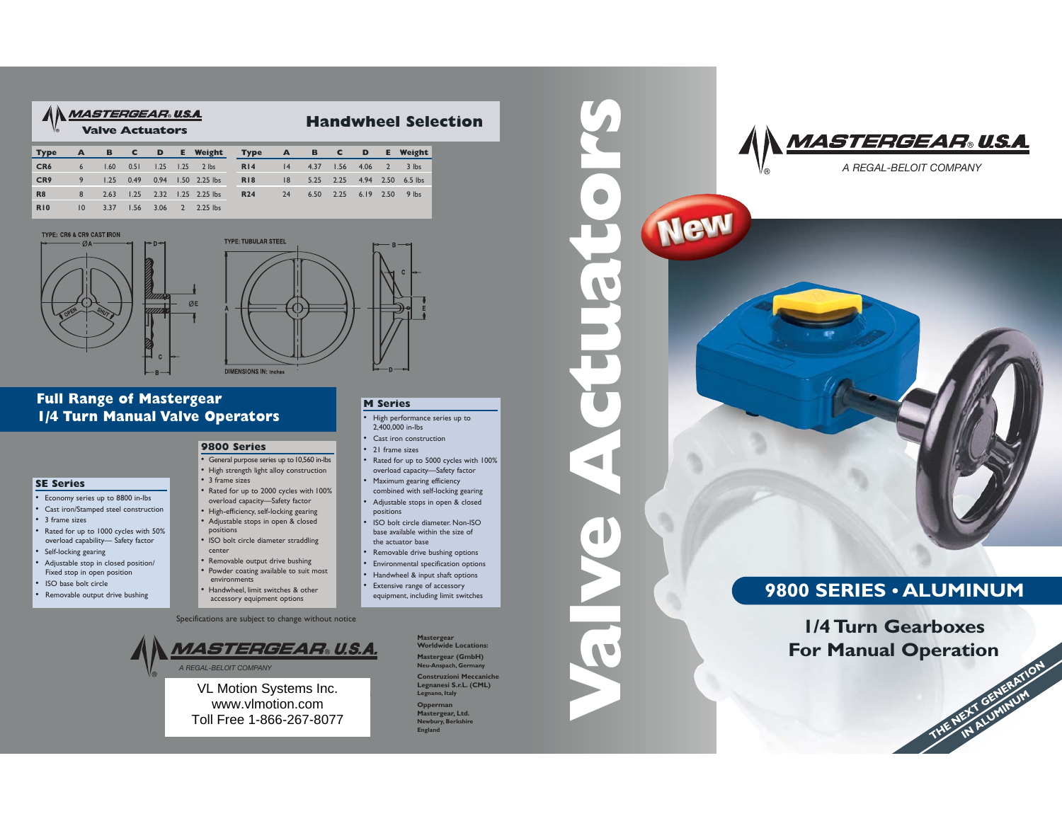# MASTERGEAR® U.S.A.

**Valve Actuators**

## Handwheel Selection

| Type | A | B | C | D | E | Weight | Type | A | B | C | D | E | Weight |
|---|---|---|---|---|---|---|---|---|---|---|---|---|---|
| CR6 | 6 | 1.60 | 0.51 | 1.25 | 1.25 | 2 lbs | R14 | 14 | 4.37 | 1.56 | 4.06 | 2 | 3 lbs |
| CR9 | 9 | 1.25 | 0.49 | 0.94 | 1.50 | 2.25 lbs | R18 | 18 | 5.25 | 2.25 | 4.94 | 2.50 | 6.5 lbs |
| R8 | 8 | 2.63 | 1.25 | 2.32 | 1.25 | 2.25 lbs | R24 | 24 | 6.50 | 2.25 | 6.19 | 2.50 | 9 lbs |
| R10 | 10 | 3.37 | 1.56 | 3.06 | 2 | 2.25 lbs | | | | | | | |

TYPE: CR6 & CR9 CAST IRON

TYPE: TUBULAR STEEL

DIMENSIONS IN: Inches

## Full Range of Mastergear 1/4 Turn Manual Valve Operators

### SE Series

- Economy series up to 8800 in-lbs
- Cast iron/Stamped steel construction
- 3 frame sizes
- Rated for up to 1000 cycles with 50% overload capability— Safety factor
- Self-locking gearing
- Adjustable stop in closed position/ Fixed stop in open position
- ISO base bolt circle
- Removable output drive bushing

### 9800 Series

- General purpose series up to 10,560 in-lbs
- High strength light alloy construction
- 3 frame sizes
- Rated for up to 2000 cycles with 100% overload capacity—Safety factor
- High-efficiency, self-locking gearing
- Adjustable stops in open & closed positions
- ISO bolt circle diameter straddling center
- Removable output drive bushing
- Powder coating available to suit most environments
- Handwheel, limit switches & other accessory equipment options

### M Series

- High performance series up to 2,400,000 in-lbs
- Cast iron construction
- 21 frame sizes
- Rated for up to 5000 cycles with 100% overload capacity—Safety factor
- Maximum gearing efficiency combined with self-locking gearing
- Adjustable stops in open & closed positions
- ISO bolt circle diameter. Non-ISO base available within the size of the actuator base
- Removable drive bushing options
- Environmental specification options
- Handwheel & input shaft options
- Extensive range of accessory equipment, including limit switches

Specifications are subject to change without notice

**MASTERGEAR® U.S.A.**
*A REGAL-BELOIT COMPANY*

VL Motion Systems Inc.
www.vlmotion.com
Toll Free 1-866-267-8077

**Mastergear Worldwide Locations:**

**Mastergear (GmbH)**
Neu-Anspach, Germany

**Construzioni Meccaniche Legnanesi S.r.L. (CML)**
Legnano, Italy

**Opperman Mastergear, Ltd.**
Newbury, Berkshire England

# Valve Actuators

**MASTERGEAR® U.S.A.**
*A REGAL-BELOIT COMPANY*

New

## 9800 SERIES • ALUMINUM

## 1/4 Turn Gearboxes For Manual Operation

THE NEXT GENERATION IN ALUMINUM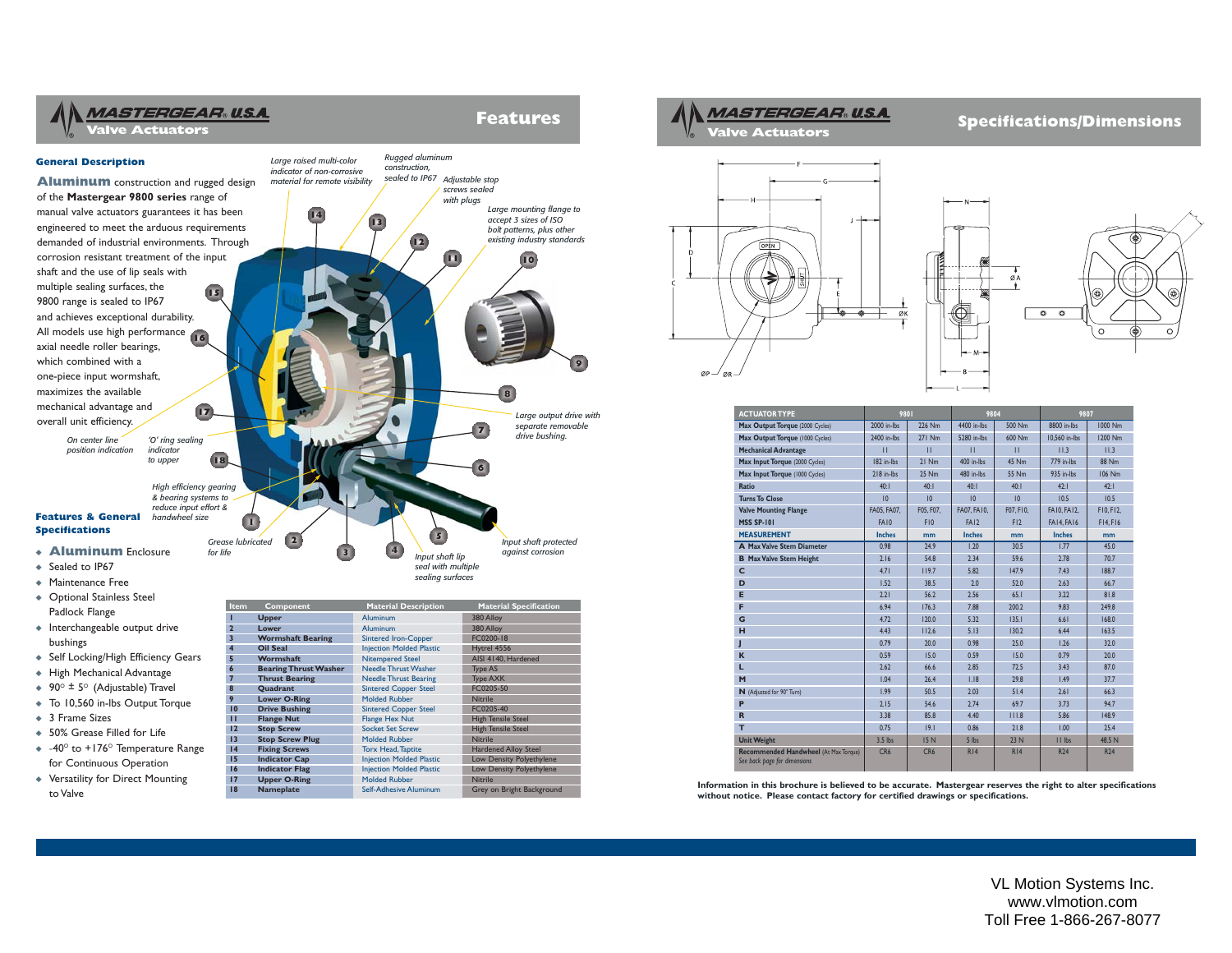# MASTERGEAR U.S.A. Valve Actuators

## Features

### General Description

**Aluminum** construction and rugged design of the **Mastergear 9800 series** range of manual valve actuators guarantees it has been engineered to meet the arduous requirements demanded of industrial environments. Through corrosion resistant treatment of the input shaft and the use of lip seals with multiple sealing surfaces, the 9800 range is sealed to IP67 and achieves exceptional durability. All models use high performance axial needle roller bearings, which combined with a one-piece input wormshaft, maximizes the available mechanical advantage and overall unit efficiency.

*Large raised multi-color indicator of non-corrosive material for remote visibility*

*Rugged aluminum construction, sealed to IP67*

*Adjustable stop screws sealed with plugs*

*Large mounting flange to accept 3 sizes of ISO bolt patterns, plus other existing industry standards*

*Large output drive with separate removable drive bushing.*

*On center line position indication*

*'O' ring sealing indicator to upper*

*High efficiency gearing & bearing systems to reduce input effort & handwheel size*

*Grease lubricated for life*

*Input shaft lip seal with multiple sealing surfaces*

*Input shaft protected against corrosion*

### Features & General Specifications

- **Aluminum** Enclosure
- Sealed to IP67
- Maintenance Free
- Optional Stainless Steel Padlock Flange
- Interchangeable output drive bushings
- Self Locking/High Efficiency Gears
- High Mechanical Advantage
- 90° ± 5° (Adjustable) Travel
- To 10,560 in-lbs Output Torque
- 3 Frame Sizes
- 50% Grease Filled for Life
- -40° to +176° Temperature Range for Continuous Operation
- Versatility for Direct Mounting to Valve

| Item | Component | Material Description | Material Specification |
|---|---|---|---|
| 1 | Upper | Aluminum | 380 Alloy |
| 2 | Lower | Aluminum | 380 Alloy |
| 3 | Wormshaft Bearing | Sintered Iron-Copper | FC0200-18 |
| 4 | Oil Seal | Injection Molded Plastic | Hytrel 4556 |
| 5 | Wormshaft | Nitempered Steel | AISI 4140, Hardened |
| 6 | Bearing Thrust Washer | Needle Thrust Washer | Type AS |
| 7 | Thrust Bearing | Needle Thrust Bearing | Type AXK |
| 8 | Quadrant | Sintered Copper Steel | FC0205-50 |
| 9 | Lower O-Ring | Molded Rubber | Nitrile |
| 10 | Drive Bushing | Sintered Copper Steel | FC0205-40 |
| 11 | Flange Nut | Flange Hex Nut | High Tensile Steel |
| 12 | Stop Screw | Socket Set Screw | High Tensile Steel |
| 13 | Stop Screw Plug | Molded Rubber | Nitrile |
| 14 | Fixing Screws | Torx Head, Taptite | Hardened Alloy Steel |
| 15 | Indicator Cap | Injection Molded Plastic | Low Density Polyethylene |
| 16 | Indicator Flag | Injection Molded Plastic | Low Density Polyethylene |
| 17 | Upper O-Ring | Molded Rubber | Nitrile |
| 18 | Nameplate | Self-Adhesive Aluminum | Grey on Bright Background |

## Specifications/Dimensions

| ACTUATOR TYPE | 9801 | | 9804 | | 9807 | |
|---|---|---|---|---|---|---|
| Max Output Torque (2000 Cycles) | 2000 in-lbs | 226 Nm | 4400 in-lbs | 500 Nm | 8800 in-lbs | 1000 Nm |
| Max Output Torque (1000 Cycles) | 2400 in-lbs | 271 Nm | 5280 in-lbs | 600 Nm | 10,560 in-lbs | 1200 Nm |
| Mechanical Advantage | 11 | 11 | 11 | 11 | 11.3 | 11.3 |
| Max Input Torque (2000 Cycles) | 182 in-lbs | 21 Nm | 400 in-lbs | 45 Nm | 779 in-lbs | 88 Nm |
| Max Input Torque (1000 Cycles) | 218 in-lbs | 25 Nm | 480 in-lbs | 55 Nm | 935 in-lbs | 106 Nm |
| Ratio | 40:1 | 40:1 | 40:1 | 40:1 | 42:1 | 42:1 |
| Turns To Close | 10 | 10 | 10 | 10 | 10.5 | 10.5 |
| Valve Mounting Flange | FA05, FA07, | F05, F07, | FA07, FA10, | F07, F10, | FA10, FA12, | F10, F12, |
| MSS SP-101 | FA10 | F10 | FA12 | F12 | FA14, FA16 | F14, F16 |
| MEASUREMENT | Inches | mm | Inches | mm | Inches | mm |
| A Max Valve Stem Diameter | 0.98 | 24.9 | 1.20 | 30.5 | 1.77 | 45.0 |
| B Max Valve Stem Height | 2.16 | 54.8 | 2.34 | 59.6 | 2.78 | 70.7 |
| C | 4.71 | 119.7 | 5.82 | 147.9 | 7.43 | 188.7 |
| D | 1.52 | 38.5 | 2.0 | 52.0 | 2.63 | 66.7 |
| E | 2.21 | 56.2 | 2.56 | 65.1 | 3.22 | 81.8 |
| F | 6.94 | 176.3 | 7.88 | 200.2 | 9.83 | 249.8 |
| G | 4.72 | 120.0 | 5.32 | 135.1 | 6.61 | 168.0 |
| H | 4.43 | 112.6 | 5.13 | 130.2 | 6.44 | 163.5 |
| J | 0.79 | 20.0 | 0.98 | 25.0 | 1.26 | 32.0 |
| K | 0.59 | 15.0 | 0.59 | 15.0 | 0.79 | 20.0 |
| L | 2.62 | 66.6 | 2.85 | 72.5 | 3.43 | 87.0 |
| M | 1.04 | 26.4 | 1.18 | 29.8 | 1.49 | 37.7 |
| N (Adjusted for 90° Turn) | 1.99 | 50.5 | 2.03 | 51.4 | 2.61 | 66.3 |
| P | 2.15 | 54.6 | 2.74 | 69.7 | 3.73 | 94.7 |
| R | 3.38 | 85.8 | 4.40 | 111.8 | 5.86 | 148.9 |
| T | 0.75 | 19.1 | 0.86 | 21.8 | 1.00 | 25.4 |
| Unit Weight | 3.5 lbs | 15 N | 5 lbs | 23 N | 11 lbs | 48.5 N |
| Recommended Handwheel (At Max Torque) See back page for dimensions | CR6 | CR6 | R14 | R14 | R24 | R24 |

**Information in this brochure is believed to be accurate. Mastergear reserves the right to alter specifications without notice. Please contact factory for certified drawings or specifications.**

VL Motion Systems Inc.
www.vlmotion.com
Toll Free 1-866-267-8077